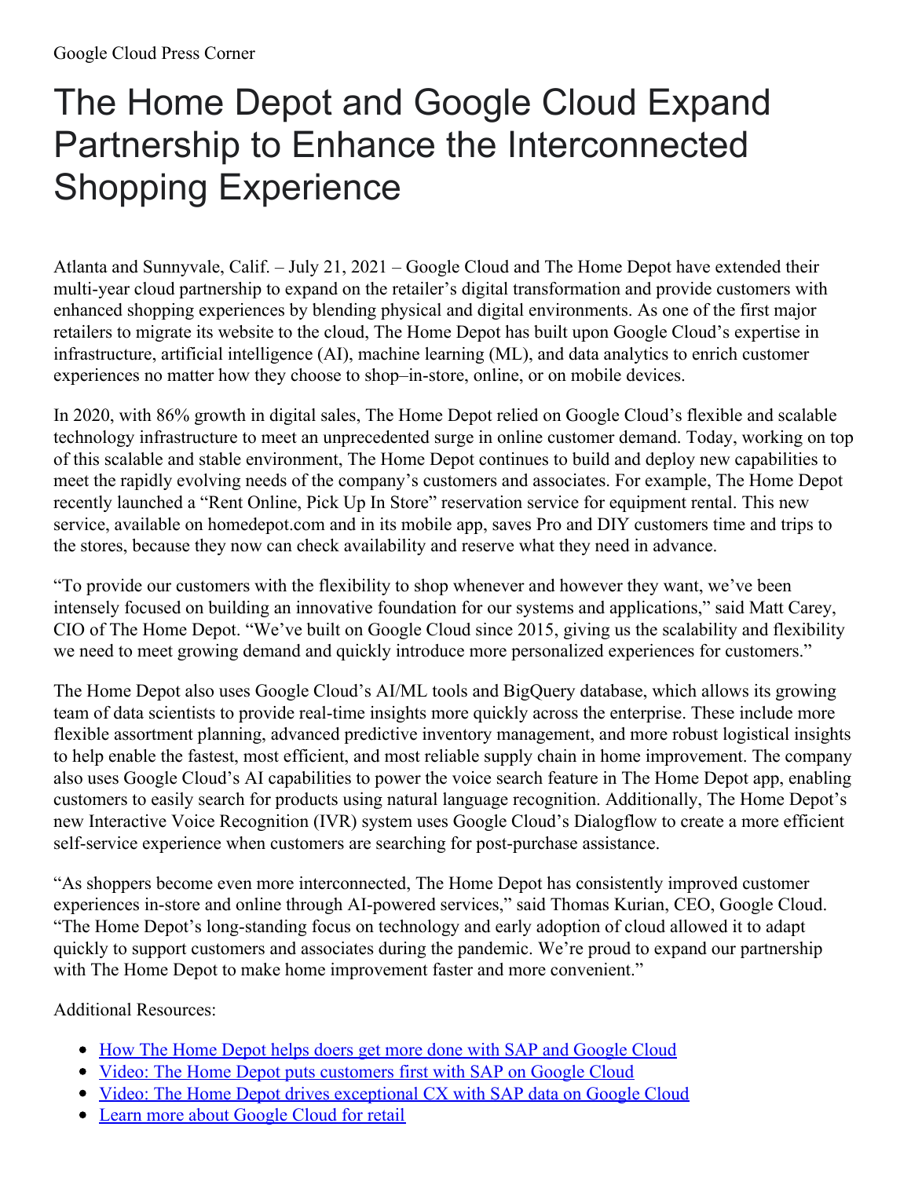Google Cloud Press Corner

# The Home Depot and Google Cloud Expand Partnership to Enhance the Interconnected Shopping Experience

Atlanta and Sunnyvale, Calif. – July 21, 2021 – Google Cloud and The Home Depot have extended their multi-year cloud partnership to expand on the retailer's digital transformation and provide customers with enhanced shopping experiences by blending physical and digital environments. As one of the first major retailers to migrate its website to the cloud, The Home Depot has built upon Google Cloud's expertise in infrastructure, artificial intelligence (AI), machine learning (ML), and data analytics to enrich customer experiences no matter how they choose to shop–in-store, online, or on mobile devices.

In 2020, with 86% growth in digital sales, The Home Depot relied on Google Cloud's flexible and scalable technology infrastructure to meet an unprecedented surge in online customer demand. Today, working on top of this scalable and stable environment, The Home Depot continues to build and deploy new capabilities to meet the rapidly evolving needs of the company's customers and associates. For example, The Home Depot recently launched a "Rent Online, Pick Up In Store" reservation service for equipment rental. This new service, available on homedepot.com and in its mobile app, saves Pro and DIY customers time and trips to the stores, because they now can check availability and reserve what they need in advance.

"To provide our customers with the flexibility to shop whenever and however they want, we've been intensely focused on building an innovative foundation for our systems and applications," said Matt Carey, CIO of The Home Depot. "We've built on Google Cloud since 2015, giving us the scalability and flexibility we need to meet growing demand and quickly introduce more personalized experiences for customers."

The Home Depot also uses Google Cloud's AI/ML tools and BigQuery database, which allows its growing team of data scientists to provide real-time insights more quickly across the enterprise. These include more flexible assortment planning, advanced predictive inventory management, and more robust logistical insights to help enable the fastest, most efficient, and most reliable supply chain in home improvement. The company also uses Google Cloud's AI capabilities to power the voice search feature in The Home Depot app, enabling customers to easily search for products using natural language recognition. Additionally, The Home Depot's new Interactive Voice Recognition (IVR) system uses Google Cloud's Dialogflow to create a more efficient self-service experience when customers are searching for post-purchase assistance.

"As shoppers become even more interconnected, The Home Depot has consistently improved customer experiences in-store and online through AI-powered services," said Thomas Kurian, CEO, Google Cloud. "The Home Depot's long-standing focus on technology and early adoption of cloud allowed it to adapt quickly to support customers and associates during the pandemic. We're proud to expand our partnership with The Home Depot to make home improvement faster and more convenient."

Additional Resources:

- How The Home Depot helps doers get more done with SAP and Google Cloud
- Video: The Home Depot puts customers first with SAP on Google Cloud
- Video: The Home Depot drives exceptional CX with SAP data on Google Cloud
- Learn more about Google Cloud for retail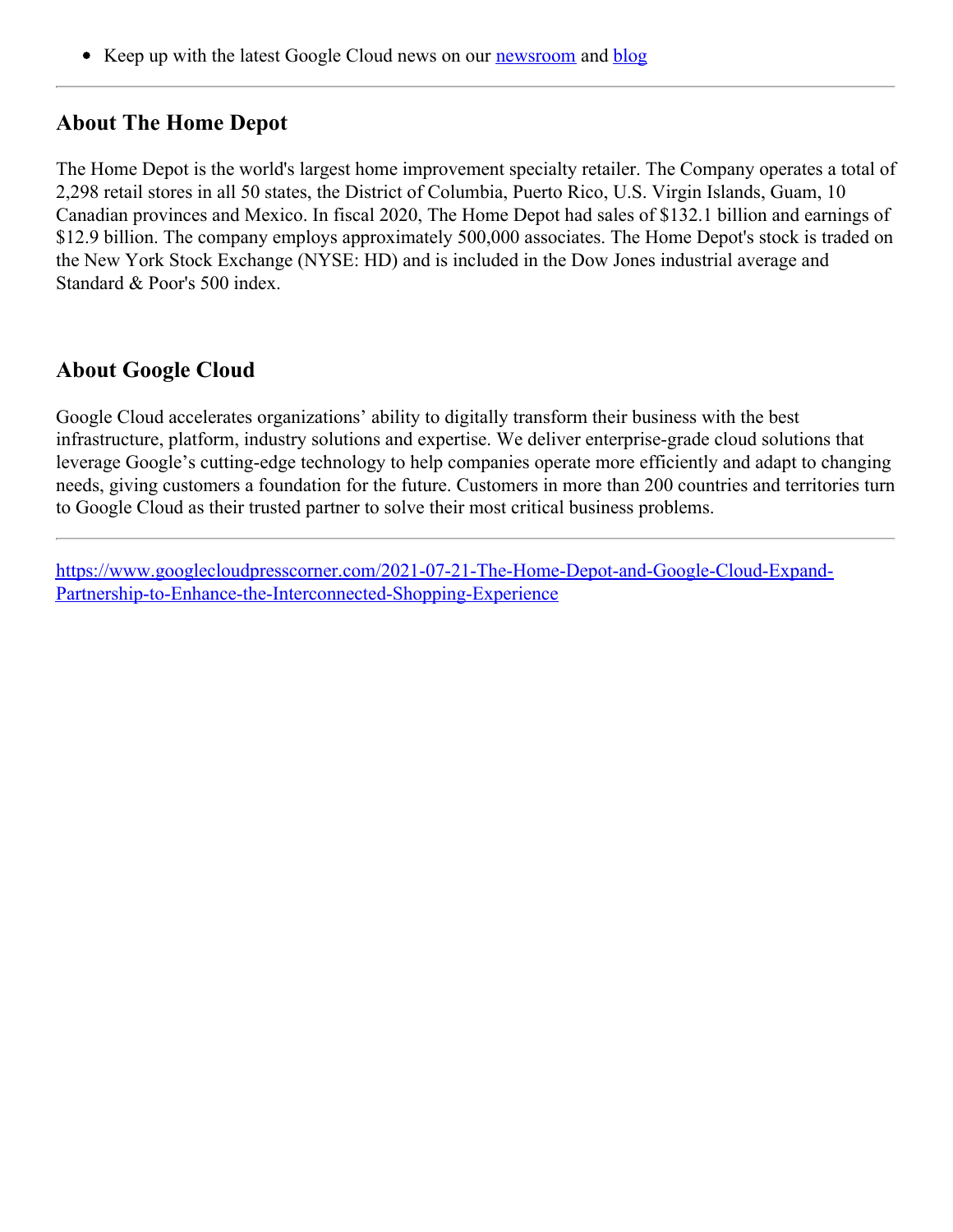- Keep up with the latest Google Cloud news on our newsroom and blog

---

## About The Home Depot

The Home Depot is the world's largest home improvement specialty retailer. The Company operates a total of 2,298 retail stores in all 50 states, the District of Columbia, Puerto Rico, U.S. Virgin Islands, Guam, 10 Canadian provinces and Mexico. In fiscal 2020, The Home Depot had sales of $132.1 billion and earnings of $12.9 billion. The company employs approximately 500,000 associates. The Home Depot's stock is traded on the New York Stock Exchange (NYSE: HD) and is included in the Dow Jones industrial average and Standard & Poor's 500 index.

## About Google Cloud

Google Cloud accelerates organizations' ability to digitally transform their business with the best infrastructure, platform, industry solutions and expertise. We deliver enterprise-grade cloud solutions that leverage Google's cutting-edge technology to help companies operate more efficiently and adapt to changing needs, giving customers a foundation for the future. Customers in more than 200 countries and territories turn to Google Cloud as their trusted partner to solve their most critical business problems.

---

https://www.googlecloudpresscorner.com/2021-07-21-The-Home-Depot-and-Google-Cloud-Expand-Partnership-to-Enhance-the-Interconnected-Shopping-Experience